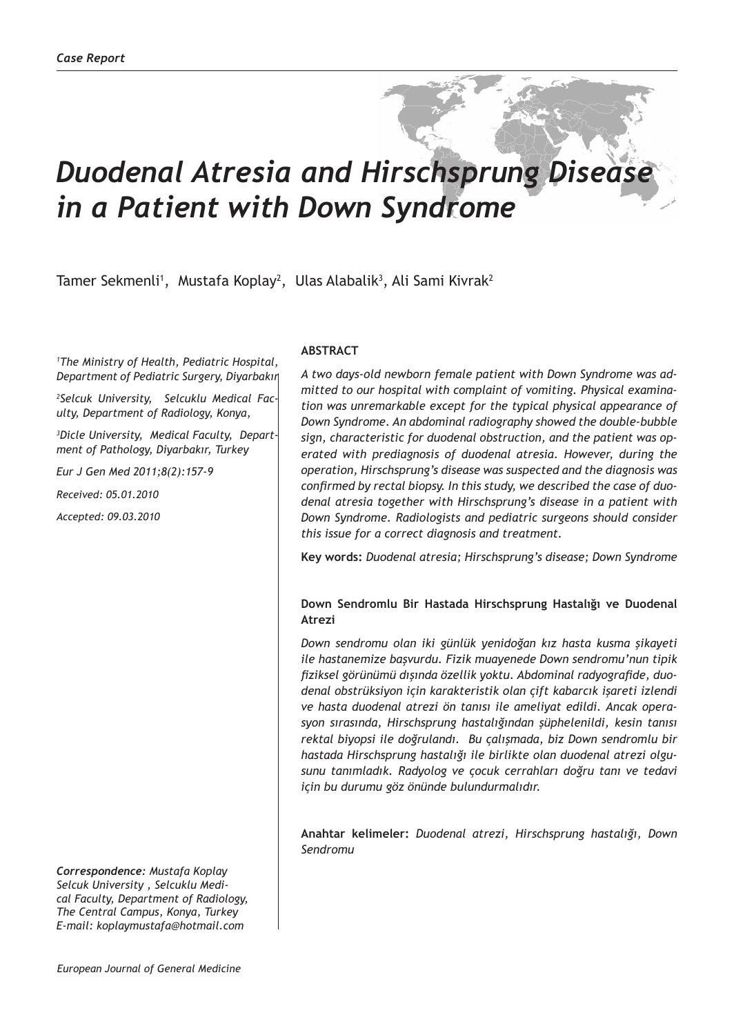*Case Report*

# *Duodenal Atresia and Hirschsprung Disease in a Patient with Down Syndrome*

Tamer Sekmenli[1], Mustafa Koplay[2], Ulas Alabalik[3], Ali Sami Kivrak[2]

*[1]The Ministry of Health, Pediatric Hospital, Department of Pediatric Surgery, Diyarbakır*

*[2]Selcuk University, Selcuklu Medical Faculty, Department of Radiology, Konya,*

*[3]Dicle University, Medical Faculty, Department of Pathology, Diyarbakır, Turkey*

*Eur J Gen Med 2011;8(2):157-9*

*Received: 05.01.2010*

*Accepted: 09.03.2010*

**ABSTRACT**

*A two days-old newborn female patient with Down Syndrome was admitted to our hospital with complaint of vomiting. Physical examination was unremarkable except for the typical physical appearance of Down Syndrome. An abdominal radiography showed the double-bubble sign, characteristic for duodenal obstruction, and the patient was operated with prediagnosis of duodenal atresia. However, during the operation, Hirschsprung's disease was suspected and the diagnosis was confirmed by rectal biopsy. In this study, we described the case of duodenal atresia together with Hirschsprung's disease in a patient with Down Syndrome. Radiologists and pediatric surgeons should consider this issue for a correct diagnosis and treatment.*

**Key words:** *Duodenal atresia; Hirschsprung's disease; Down Syndrome*

**Down Sendromlu Bir Hastada Hirschsprung Hastalığı ve Duodenal Atrezi**

*Down sendromu olan iki günlük yenidoğan kız hasta kusma şikayeti ile hastanemize başvurdu. Fizik muayenede Down sendromu'nun tipik fiziksel görünümü dışında özellik yoktu. Abdominal radyografide, duodenal obstrüksiyon için karakteristik olan çift kabarcık işareti izlendi ve hasta duodenal atrezi ön tanısı ile ameliyat edildi. Ancak operasyon sırasında, Hirschsprung hastalığından şüphelenildi, kesin tanısı rektal biyopsi ile doğrulandı. Bu çalışmada, biz Down sendromlu bir hastada Hirschsprung hastalığı ile birlikte olan duodenal atrezi olgusunu tanımladık. Radyolog ve çocuk cerrahları doğru tanı ve tedavi için bu durumu göz önünde bulundurmalıdır.*

**Anahtar kelimeler:** *Duodenal atrezi, Hirschsprung hastalığı, Down Sendromu*

***Correspondence:*** *Mustafa Koplay Selcuk University , Selcuklu Medical Faculty, Department of Radiology, The Central Campus, Konya, Turkey E-mail: koplaymustafa@hotmail.com*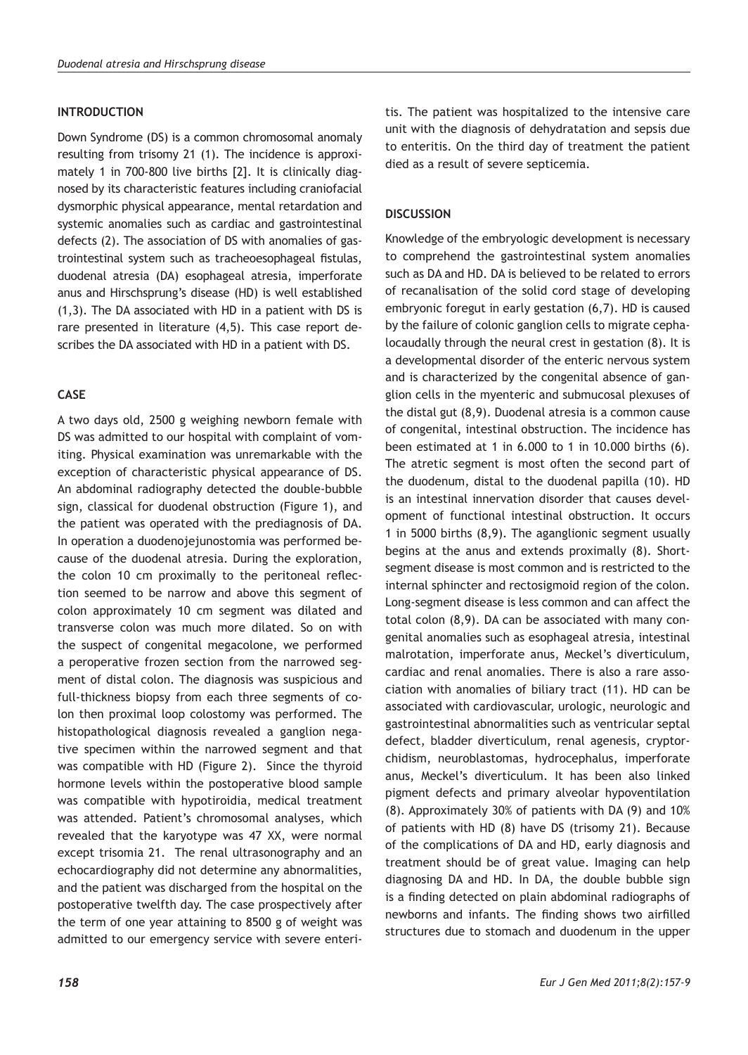## INTRODUCTION

Down Syndrome (DS) is a common chromosomal anomaly resulting from trisomy 21 (1). The incidence is approximately 1 in 700-800 live births [2]. It is clinically diagnosed by its characteristic features including craniofacial dysmorphic physical appearance, mental retardation and systemic anomalies such as cardiac and gastrointestinal defects (2). The association of DS with anomalies of gastrointestinal system such as tracheoesophageal fistulas, duodenal atresia (DA) esophageal atresia, imperforate anus and Hirschsprung's disease (HD) is well established (1,3). The DA associated with HD in a patient with DS is rare presented in literature (4,5). This case report describes the DA associated with HD in a patient with DS.

## CASE

A two days old, 2500 g weighing newborn female with DS was admitted to our hospital with complaint of vomiting. Physical examination was unremarkable with the exception of characteristic physical appearance of DS. An abdominal radiography detected the double-bubble sign, classical for duodenal obstruction (Figure 1), and the patient was operated with the prediagnosis of DA. In operation a duodenojejunostomia was performed because of the duodenal atresia. During the exploration, the colon 10 cm proximally to the peritoneal reflection seemed to be narrow and above this segment of colon approximately 10 cm segment was dilated and transverse colon was much more dilated. So on with the suspect of congenital megacolone, we performed a peroperative frozen section from the narrowed segment of distal colon. The diagnosis was suspicious and full-thickness biopsy from each three segments of colon then proximal loop colostomy was performed. The histopathological diagnosis revealed a ganglion negative specimen within the narrowed segment and that was compatible with HD (Figure 2). Since the thyroid hormone levels within the postoperative blood sample was compatible with hypotiroidia, medical treatment was attended. Patient's chromosomal analyses, which revealed that the karyotype was 47 XX, were normal except trisomia 21. The renal ultrasonography and an echocardiography did not determine any abnormalities, and the patient was discharged from the hospital on the postoperative twelfth day. The case prospectively after the term of one year attaining to 8500 g of weight was admitted to our emergency service with severe enteritis. The patient was hospitalized to the intensive care unit with the diagnosis of dehydratation and sepsis due to enteritis. On the third day of treatment the patient died as a result of severe septicemia.

## DISCUSSION

Knowledge of the embryologic development is necessary to comprehend the gastrointestinal system anomalies such as DA and HD. DA is believed to be related to errors of recanalisation of the solid cord stage of developing embryonic foregut in early gestation (6,7). HD is caused by the failure of colonic ganglion cells to migrate cephalocaudally through the neural crest in gestation (8). It is a developmental disorder of the enteric nervous system and is characterized by the congenital absence of ganglion cells in the myenteric and submucosal plexuses of the distal gut (8,9). Duodenal atresia is a common cause of congenital, intestinal obstruction. The incidence has been estimated at 1 in 6.000 to 1 in 10.000 births (6). The atretic segment is most often the second part of the duodenum, distal to the duodenal papilla (10). HD is an intestinal innervation disorder that causes development of functional intestinal obstruction. It occurs 1 in 5000 births (8,9). The aganglionic segment usually begins at the anus and extends proximally (8). Short-segment disease is most common and is restricted to the internal sphincter and rectosigmoid region of the colon. Long-segment disease is less common and can affect the total colon (8,9). DA can be associated with many congenital anomalies such as esophageal atresia, intestinal malrotation, imperforate anus, Meckel's diverticulum, cardiac and renal anomalies. There is also a rare association with anomalies of biliary tract (11). HD can be associated with cardiovascular, urologic, neurologic and gastrointestinal abnormalities such as ventricular septal defect, bladder diverticulum, renal agenesis, cryptorchidism, neuroblastomas, hydrocephalus, imperforate anus, Meckel's diverticulum. It has been also linked pigment defects and primary alveolar hypoventilation (8). Approximately 30% of patients with DA (9) and 10% of patients with HD (8) have DS (trisomy 21). Because of the complications of DA and HD, early diagnosis and treatment should be of great value. Imaging can help diagnosing DA and HD. In DA, the double bubble sign is a finding detected on plain abdominal radiographs of newborns and infants. The finding shows two airfilled structures due to stomach and duodenum in the upper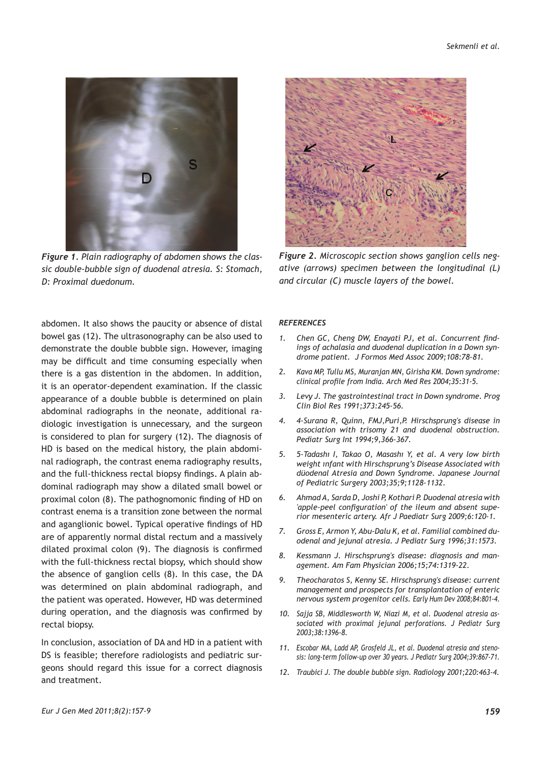*Figure 1. Plain radiography of abdomen shows the classic double-bubble sign of duodenal atresia. S: Stomach, D: Proximal duedonum.*

*Figure 2. Microscopic section shows ganglion cells negative (arrows) specimen between the longitudinal (L) and circular (C) muscle layers of the bowel.*

abdomen. It also shows the paucity or absence of distal bowel gas (12). The ultrasonography can be also used to demonstrate the double bubble sign. However, imaging may be difficult and time consuming especially when there is a gas distention in the abdomen. In addition, it is an operator-dependent examination. If the classic appearance of a double bubble is determined on plain abdominal radiographs in the neonate, additional radiologic investigation is unnecessary, and the surgeon is considered to plan for surgery (12). The diagnosis of HD is based on the medical history, the plain abdominal radiograph, the contrast enema radiography results, and the full-thickness rectal biopsy findings. A plain abdominal radiograph may show a dilated small bowel or proximal colon (8). The pathognomonic finding of HD on contrast enema is a transition zone between the normal and aganglionic bowel. Typical operative findings of HD are of apparently normal distal rectum and a massively dilated proximal colon (9). The diagnosis is confirmed with the full-thickness rectal biopsy, which should show the absence of ganglion cells (8). In this case, the DA was determined on plain abdominal radiograph, and the patient was operated. However, HD was determined during operation, and the diagnosis was confirmed by rectal biopsy.

In conclusion, association of DA and HD in a patient with DS is feasible; therefore radiologists and pediatric surgeons should regard this issue for a correct diagnosis and treatment.

### *REFERENCES*

1. *Chen GC, Cheng DW, Enayati PJ, et al. Concurrent findings of achalasia and duodenal duplication in a Down syndrome patient. J Formos Med Assoc 2009;108:78-81.*
2. *Kava MP, Tullu MS, Muranjan MN, Girisha KM. Down syndrome: clinical profile from India. Arch Med Res 2004;35:31-5.*
3. *Levy J. The gastrointestinal tract in Down syndrome. Prog Clin Biol Res 1991;373:245-56.*
4. *4-Surana R, Quinn, FMJ,Puri,P. Hirschsprung's disease in association with trisomy 21 and duodenal obstruction. Pediatr Surg Int 1994;9,366-367.*
5. *5-Tadashı I, Takao O, Masashı Y, et al. A very low birth weight ınfant with Hirschsprung's Disease Associated with düodenal Atresia and Down Syndrome. Japanese Journal of Pediatric Surgery 2003;35;9;1128-1132.*
6. *Ahmad A, Sarda D, Joshi P, Kothari P. Duodenal atresia with 'apple-peel configuration' of the ileum and absent superior mesenteric artery. Afr J Paediatr Surg 2009;6:120-1.*
7. *Gross E, Armon Y, Abu-Dalu K, et al. Familial combined duodenal and jejunal atresia. J Pediatr Surg 1996;31:1573.*
8. *Kessmann J. Hirschsprung's disease: diagnosis and management. Am Fam Physician 2006;15;74:1319-22.*
9. *Theocharatos S, Kenny SE. Hirschsprung's disease: current management and prospects for transplantation of enteric nervous system progenitor cells. Early Hum Dev 2008;84:801-4.*
10. *Sajja SB, Middlesworth W, Niazi M, et al. Duodenal atresia associated with proximal jejunal perforations. J Pediatr Surg 2003;38:1396-8.*
11. *Escobar MA, Ladd AP, Grosfeld JL, et al. Duodenal atresia and stenosis: long-term follow-up over 30 years. J Pediatr Surg 2004;39:867-71.*
12. *Traubici J. The double bubble sign. Radiology 2001;220:463-4.*